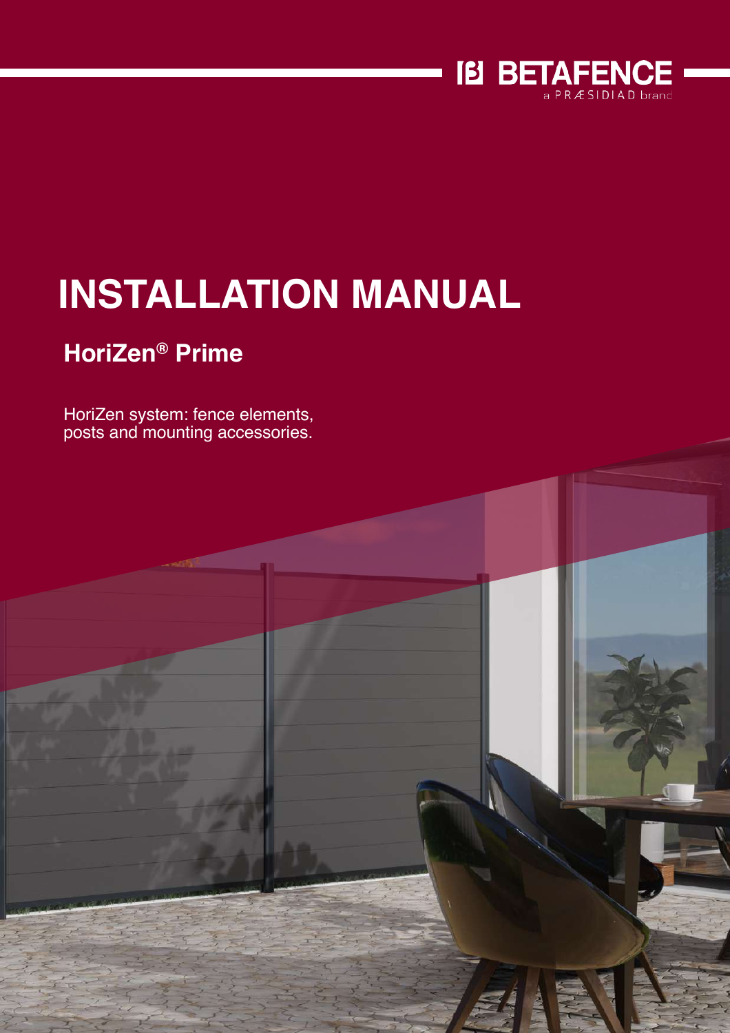BETAFENCE
a PRÆSIDIAD brand

# INSTALLATION MANUAL

## HoriZen® Prime

HoriZen system: fence elements, posts and mounting accessories.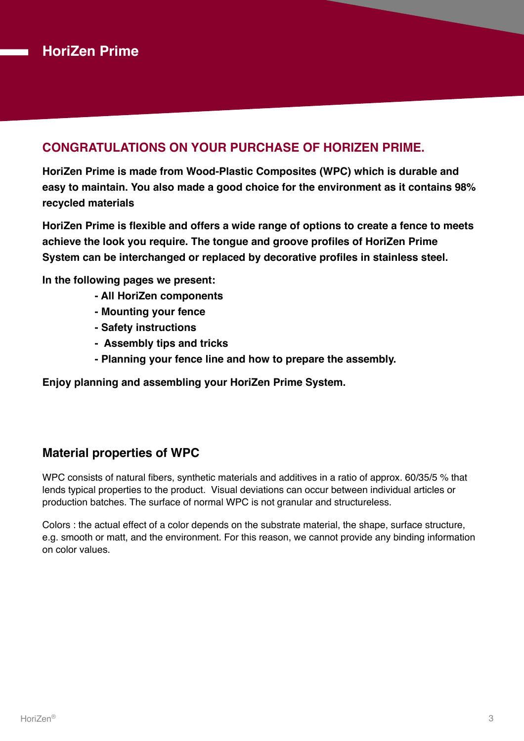# HoriZen Prime

## CONGRATULATIONS ON YOUR PURCHASE OF HORIZEN PRIME.

**HoriZen Prime is made from Wood-Plastic Composites (WPC) which is durable and easy to maintain. You also made a good choice for the environment as it contains 98% recycled materials**

**HoriZen Prime is flexible and offers a wide range of options to create a fence to meets achieve the look you require. The tongue and groove profiles of HoriZen Prime System can be interchanged or replaced by decorative profiles in stainless steel.**

**In the following pages we present:**

- **All HoriZen components**
- **Mounting your fence**
- **Safety instructions**
- **Assembly tips and tricks**
- **Planning your fence line and how to prepare the assembly.**

**Enjoy planning and assembling your HoriZen Prime System.**

## Material properties of WPC

WPC consists of natural fibers, synthetic materials and additives in a ratio of approx. 60/35/5 % that lends typical properties to the product. Visual deviations can occur between individual articles or production batches. The surface of normal WPC is not granular and structureless.

Colors : the actual effect of a color depends on the substrate material, the shape, surface structure, e.g. smooth or matt, and the environment. For this reason, we cannot provide any binding information on color values.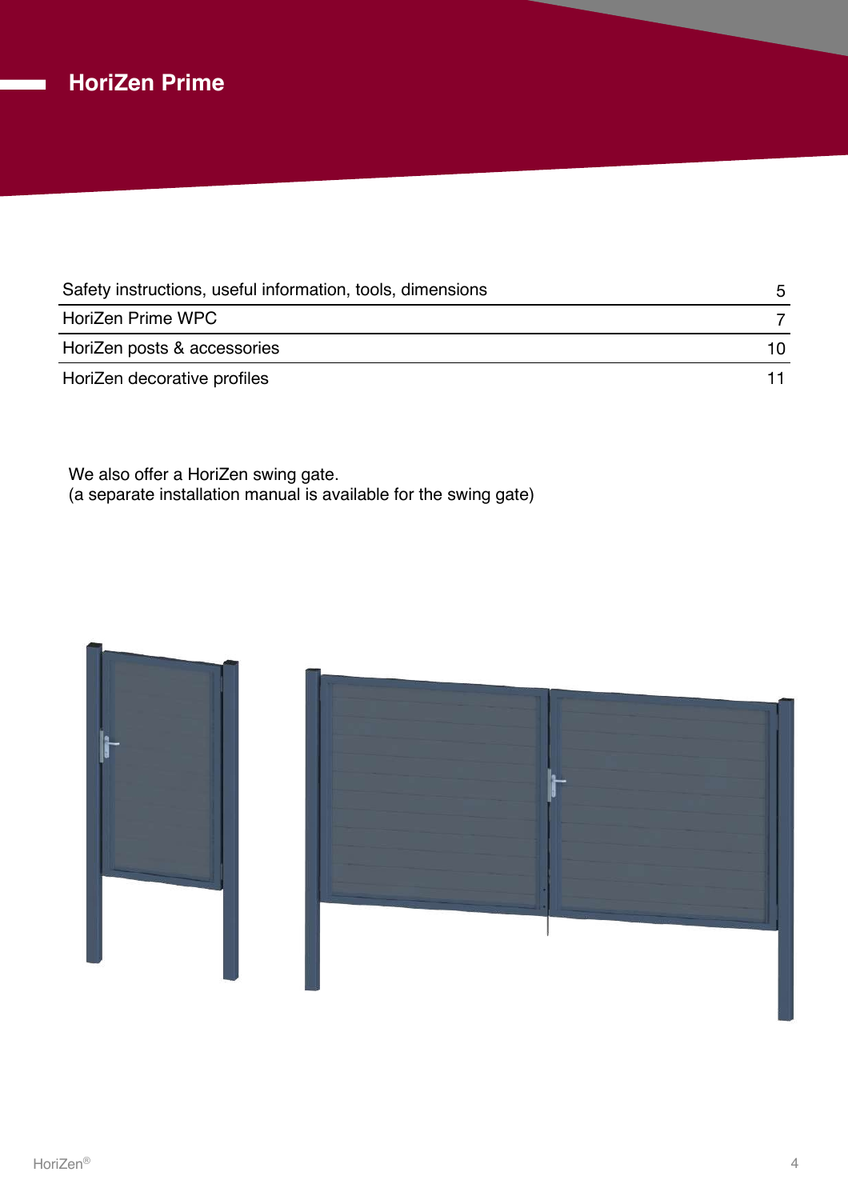# HoriZen Prime

| | |
|---|---|
| Safety instructions, useful information, tools, dimensions | 5 |
| HoriZen Prime WPC | 7 |
| HoriZen posts & accessories | 10 |
| HoriZen decorative profiles | 11 |

We also offer a HoriZen swing gate.
(a separate installation manual is available for the swing gate)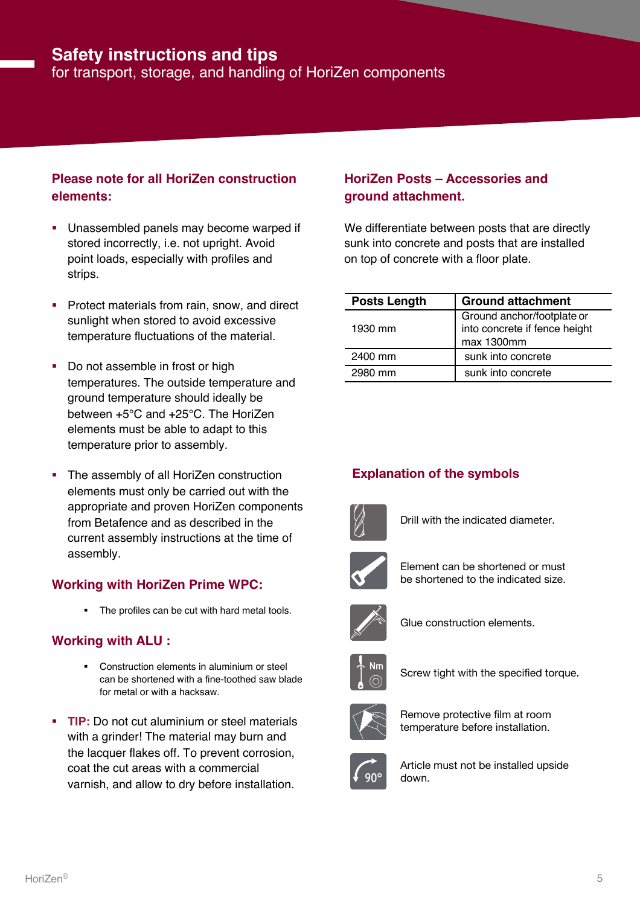# Safety instructions and tips

for transport, storage, and handling of HoriZen components

## Please note for all HoriZen construction elements:

- Unassembled panels may become warped if stored incorrectly, i.e. not upright. Avoid point loads, especially with profiles and strips.
- Protect materials from rain, snow, and direct sunlight when stored to avoid excessive temperature fluctuations of the material.
- Do not assemble in frost or high temperatures. The outside temperature and ground temperature should ideally be between +5°C and +25°C. The HoriZen elements must be able to adapt to this temperature prior to assembly.
- The assembly of all HoriZen construction elements must only be carried out with the appropriate and proven HoriZen components from Betafence and as described in the current assembly instructions at the time of assembly.

## Working with HoriZen Prime WPC:

- The profiles can be cut with hard metal tools.

## Working with ALU :

- Construction elements in aluminium or steel can be shortened with a fine-toothed saw blade for metal or with a hacksaw.

- **TIP:** Do not cut aluminium or steel materials with a grinder! The material may burn and the lacquer flakes off. To prevent corrosion, coat the cut areas with a commercial varnish, and allow to dry before installation.

## HoriZen Posts – Accessories and ground attachment.

We differentiate between posts that are directly sunk into concrete and posts that are installed on top of concrete with a floor plate.

| Posts Length | Ground attachment |
| --- | --- |
| 1930 mm | Ground anchor/footplate or into concrete if fence height max 1300mm |
| 2400 mm | sunk into concrete |
| 2980 mm | sunk into concrete |

## Explanation of the symbols

- Drill with the indicated diameter.
- Element can be shortened or must be shortened to the indicated size.
- Glue construction elements.
- Screw tight with the specified torque.
- Remove protective film at room temperature before installation.
- Article must not be installed upside down.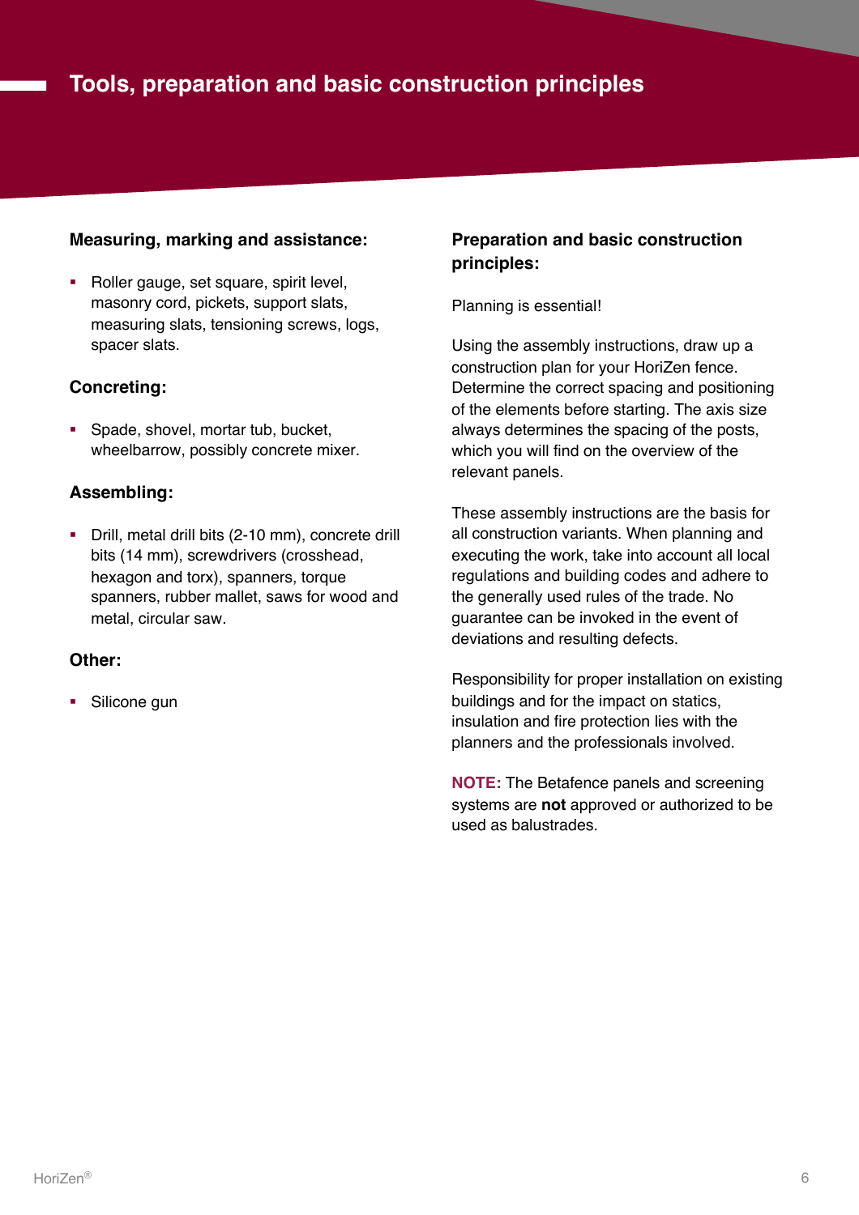# Tools, preparation and basic construction principles

**Measuring, marking and assistance:**

- Roller gauge, set square, spirit level, masonry cord, pickets, support slats, measuring slats, tensioning screws, logs, spacer slats.

**Concreting:**

- Spade, shovel, mortar tub, bucket, wheelbarrow, possibly concrete mixer.

**Assembling:**

- Drill, metal drill bits (2-10 mm), concrete drill bits (14 mm), screwdrivers (crosshead, hexagon and torx), spanners, torque spanners, rubber mallet, saws for wood and metal, circular saw.

**Other:**

- Silicone gun

**Preparation and basic construction principles:**

Planning is essential!

Using the assembly instructions, draw up a construction plan for your HoriZen fence. Determine the correct spacing and positioning of the elements before starting. The axis size always determines the spacing of the posts, which you will find on the overview of the relevant panels.

These assembly instructions are the basis for all construction variants. When planning and executing the work, take into account all local regulations and building codes and adhere to the generally used rules of the trade. No guarantee can be invoked in the event of deviations and resulting defects.

Responsibility for proper installation on existing buildings and for the impact on statics, insulation and fire protection lies with the planners and the professionals involved.

**NOTE:** The Betafence panels and screening systems are **not** approved or authorized to be used as balustrades.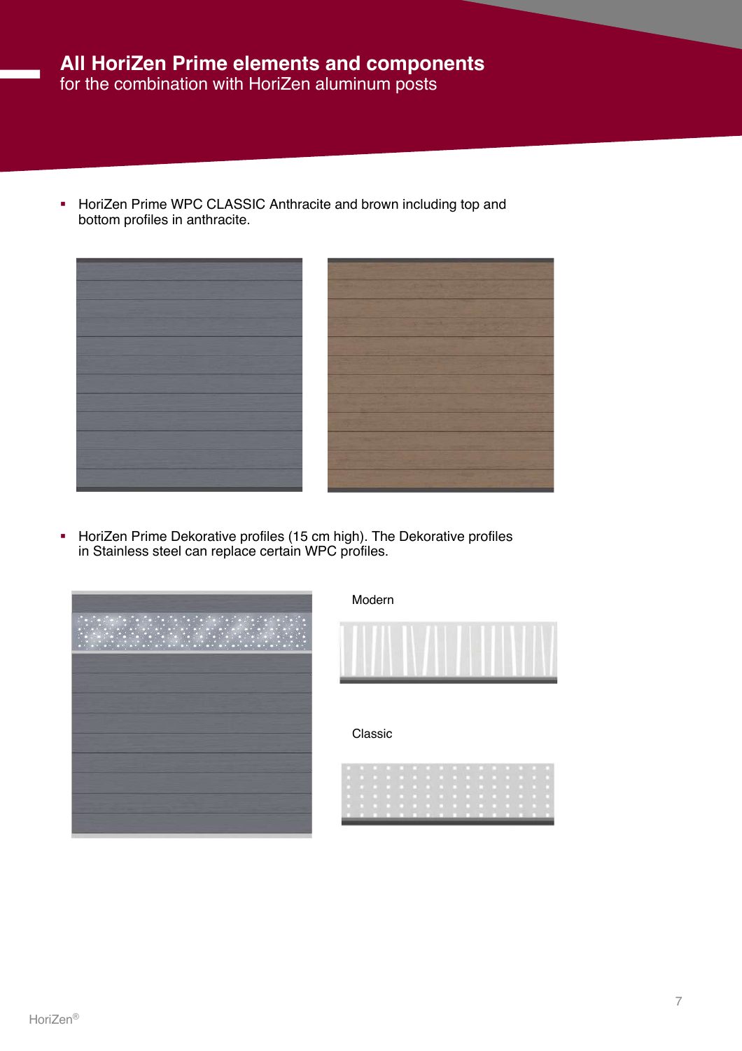# All HoriZen Prime elements and components

for the combination with HoriZen aluminum posts

- HoriZen Prime WPC CLASSIC Anthracite and brown including top and bottom profiles in anthracite.

- HoriZen Prime Dekorative profiles (15 cm high). The Dekorative profiles in Stainless steel can replace certain WPC profiles.

Modern

Classic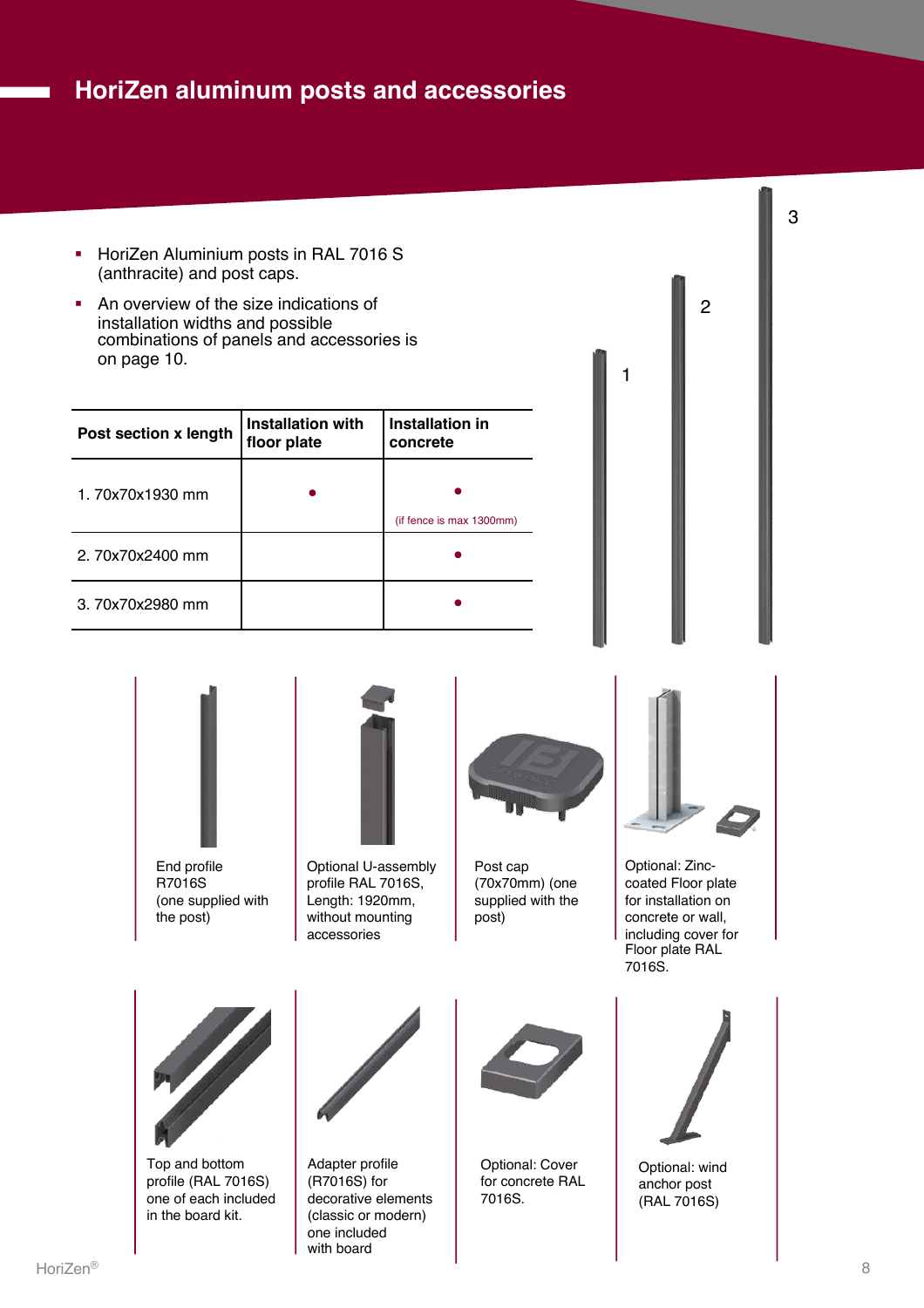# HoriZen aluminum posts and accessories

- HoriZen Aluminium posts in RAL 7016 S (anthracite) and post caps.
- An overview of the size indications of installation widths and possible combinations of panels and accessories is on page 10.

| Post section x length | Installation with floor plate | Installation in concrete |
|---|---|---|
| 1. 70x70x1930 mm | • | • (if fence is max 1300mm) |
| 2. 70x70x2400 mm | | • |
| 3. 70x70x2980 mm | | • |

1

2

3

End profile R7016S (one supplied with the post)

Optional U-assembly profile RAL 7016S, Length: 1920mm, without mounting accessories

Post cap (70x70mm) (one supplied with the post)

Optional: Zinc-coated Floor plate for installation on concrete or wall, including cover for Floor plate RAL 7016S.

Top and bottom profile (RAL 7016S) one of each included in the board kit.

Adapter profile (R7016S) for decorative elements (classic or modern) one included with board

Optional: Cover for concrete RAL 7016S.

Optional: wind anchor post (RAL 7016S)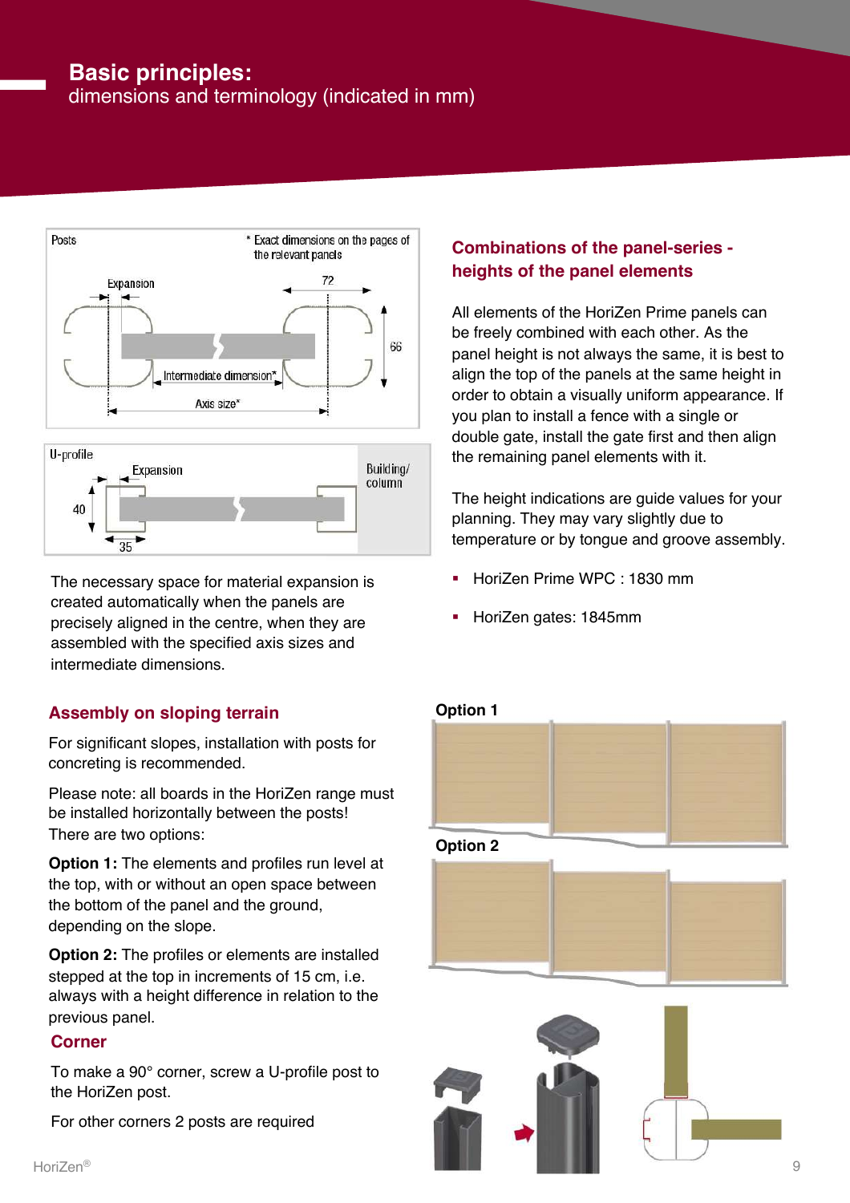# Basic principles:
dimensions and terminology (indicated in mm)

Posts

\* Exact dimensions on the pages of the relevant panels

Expansion

72

66

Intermediate dimension*

Axis size*

U-profile

Expansion

Building/ column

40

35

The necessary space for material expansion is created automatically when the panels are precisely aligned in the centre, when they are assembled with the specified axis sizes and intermediate dimensions.

## Combinations of the panel-series - heights of the panel elements

All elements of the HoriZen Prime panels can be freely combined with each other. As the panel height is not always the same, it is best to align the top of the panels at the same height in order to obtain a visually uniform appearance. If you plan to install a fence with a single or double gate, install the gate first and then align the remaining panel elements with it.

The height indications are guide values for your planning. They may vary slightly due to temperature or by tongue and groove assembly.

- HoriZen Prime WPC : 1830 mm
- HoriZen gates: 1845mm

## Assembly on sloping terrain

For significant slopes, installation with posts for concreting is recommended.

Please note: all boards in the HoriZen range must be installed horizontally between the posts! There are two options:

**Option 1:** The elements and profiles run level at the top, with or without an open space between the bottom of the panel and the ground, depending on the slope.

**Option 2:** The profiles or elements are installed stepped at the top in increments of 15 cm, i.e. always with a height difference in relation to the previous panel.

**Option 1**

**Option 2**

## Corner

To make a 90° corner, screw a U-profile post to the HoriZen post.

For other corners 2 posts are required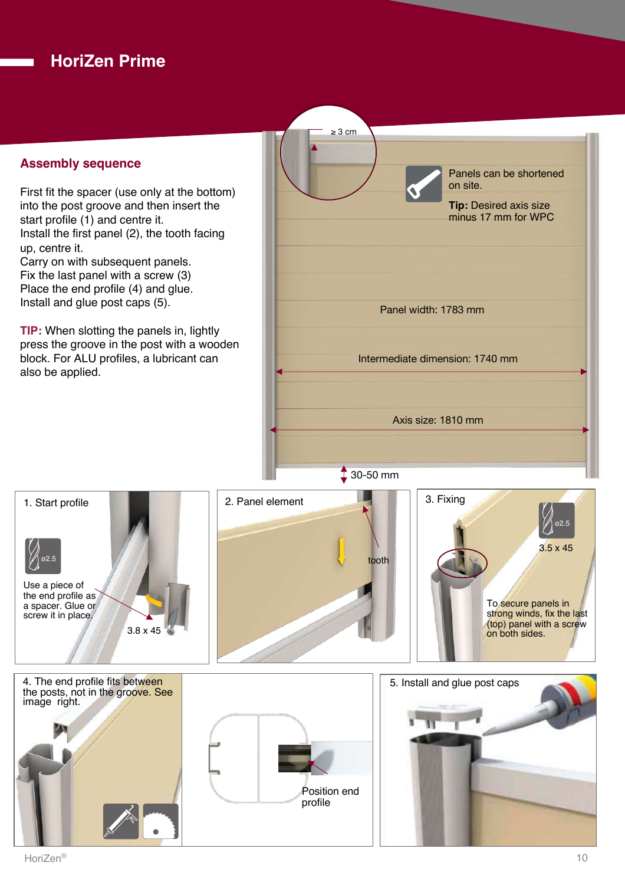# HoriZen Prime

## Assembly sequence

First fit the spacer (use only at the bottom) into the post groove and then insert the start profile (1) and centre it.
Install the first panel (2), the tooth facing up, centre it.
Carry on with subsequent panels.
Fix the last panel with a screw (3)
Place the end profile (4) and glue.
Install and glue post caps (5).

**TIP:** When slotting the panels in, lightly press the groove in the post with a wooden block. For ALU profiles, a lubricant can also be applied.

≥ 3 cm

Panels can be shortened on site.

**Tip:** Desired axis size minus 17 mm for WPC

Panel width: 1783 mm

Intermediate dimension: 1740 mm

Axis size: 1810 mm

30-50 mm

1. Start profile

ø2.5

Use a piece of the end profile as a spacer. Glue or screw it in place.

3.8 x 45

2. Panel element

tooth

3. Fixing

ø2.5

3.5 x 45

To secure panels in strong winds, fix the last (top) panel with a screw on both sides.

4. The end profile fits between the posts, not in the groove. See image right.

Position end profile

5. Install and glue post caps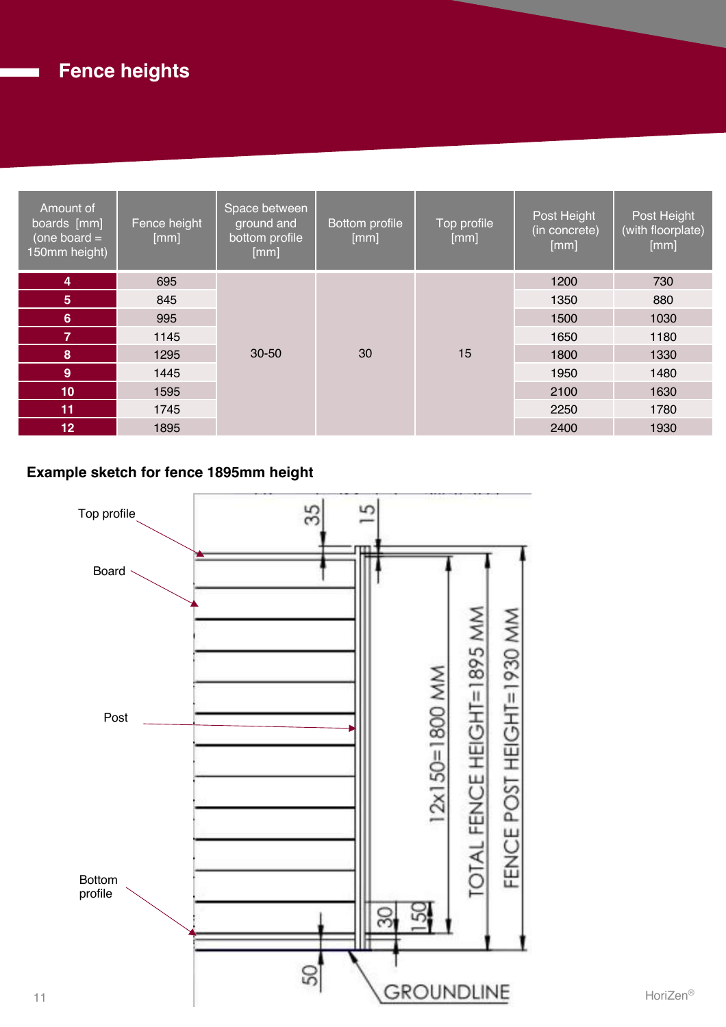# Fence heights

| Amount of boards [mm] (one board = 150mm height) | Fence height [mm] | Space between ground and bottom profile [mm] | Bottom profile [mm] | Top profile [mm] | Post Height (in concrete) [mm] | Post Height (with floorplate) [mm] |
|---|---|---|---|---|---|---|
| **4** | 695 | 30-50 | 30 | 15 | 1200 | 730 |
| **5** | 845 | | | | 1350 | 880 |
| **6** | 995 | | | | 1500 | 1030 |
| **7** | 1145 | | | | 1650 | 1180 |
| **8** | 1295 | | | | 1800 | 1330 |
| **9** | 1445 | | | | 1950 | 1480 |
| **10** | 1595 | | | | 2100 | 1630 |
| **11** | 1745 | | | | 2250 | 1780 |
| **12** | 1895 | | | | 2400 | 1930 |

## Example sketch for fence 1895mm height

Top profile

Board

Post

Bottom profile

35

15

12x150=1800 MM

TOTAL FENCE HEIGHT=1895 MM

FENCE POST HEIGHT=1930 MM

30

150

50

GROUNDLINE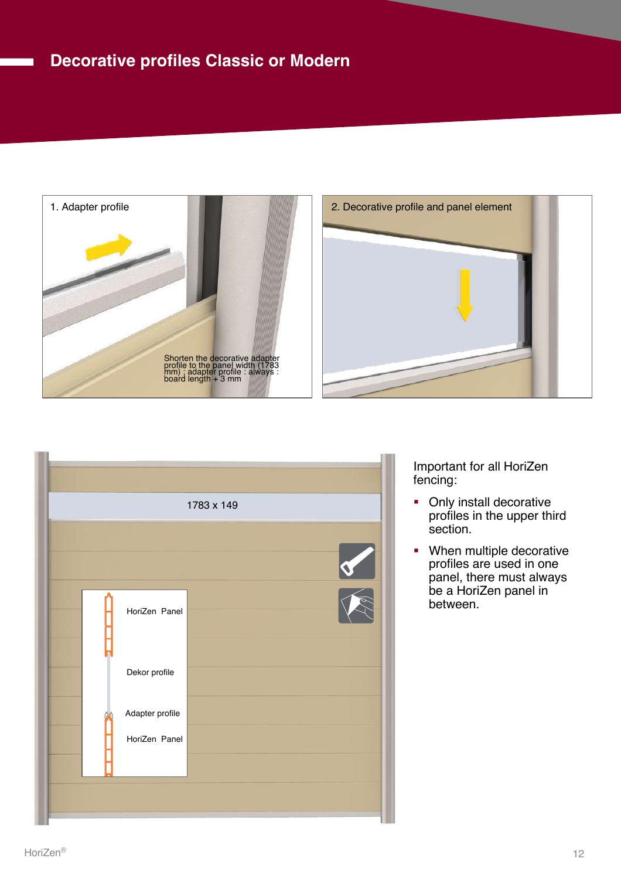# Decorative profiles Classic or Modern

1. Adapter profile

Shorten the decorative adapter profile to the panel width (1783 mm) ; adapter profile : always : board length + 3 mm

2. Decorative profile and panel element

1783 x 149

HoriZen Panel

Dekor profile

Adapter profile

HoriZen Panel

Important for all HoriZen fencing:

- Only install decorative profiles in the upper third section.
- When multiple decorative profiles are used in one panel, there must always be a HoriZen panel in between.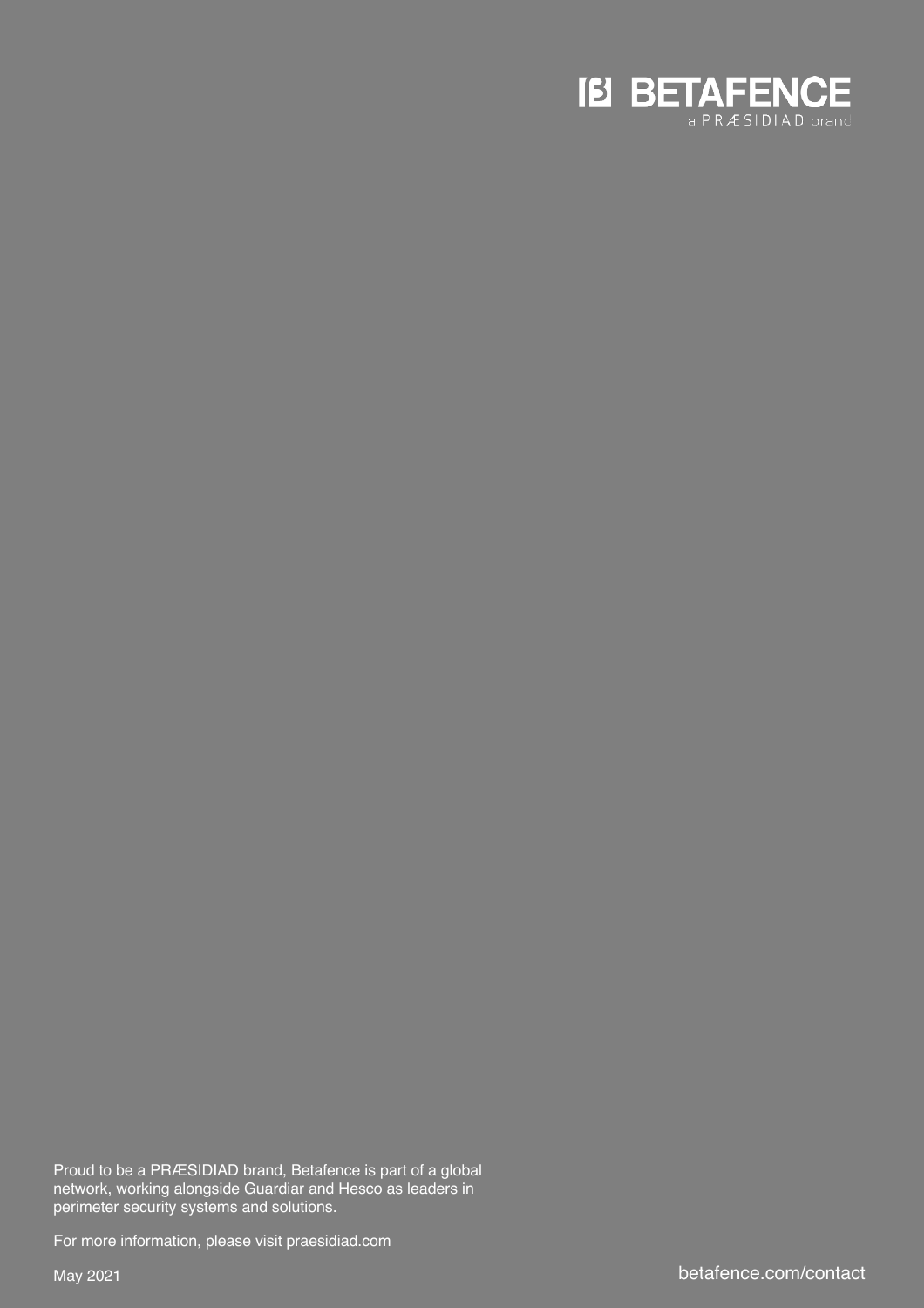BETAFENCE
a PRÆSIDIAD brand

Proud to be a PRÆSIDIAD brand, Betafence is part of a global network, working alongside Guardiar and Hesco as leaders in perimeter security systems and solutions.

For more information, please visit praesidiad.com

May 2021

betafence.com/contact